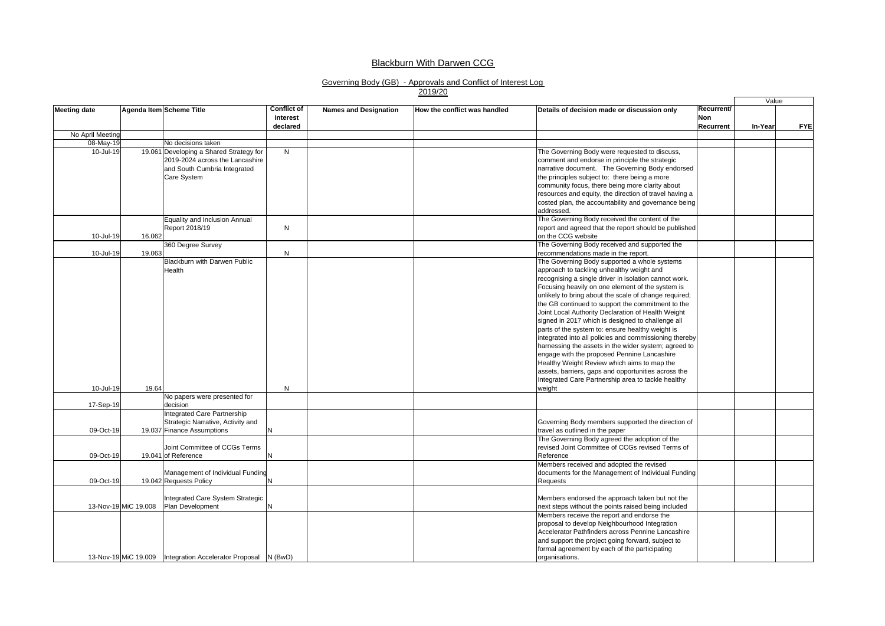# Blackburn With Darwen CCG

## Governing Body (GB) - Approvals and Conflict of Interest Log

## 2019/20

| Meeting date | Agenda Item | Scheme Title | Conflict of interest declared | Names and Designation | How the conflict was handled | Details of decision made or discussion only | Recurrent/ Non Recurrent | Value | |
|---|---|---|---|---|---|---|---|---|---|
| | | | | | | | | In-Year | FYE |
| No April Meeting | | | | | | | | | |
| 08-May-19 | | No decisions taken | | | | | | | |
| 10-Jul-19 | 19.061 | Developing a Shared Strategy for 2019-2024 across the Lancashire and South Cumbria Integrated Care System | N | | | The Governing Body were requested to discuss, comment and endorse in principle the strategic narrative document. The Governing Body endorsed the principles subject to: there being a more community focus, there being more clarity about resources and equity, the direction of travel having a costed plan, the accountability and governance being addressed. | | | |
| 10-Jul-19 | 16.062 | Equality and Inclusion Annual Report 2018/19 | N | | | The Governing Body received the content of the report and agreed that the report should be published on the CCG website | | | |
| 10-Jul-19 | 19.063 | 360 Degree Survey | N | | | The Governing Body received and supported the recommendations made in the report. | | | |
| 10-Jul-19 | 19.64 | Blackburn with Darwen Public Health | N | | | The Governing Body supported a whole systems approach to tackling unhealthy weight and recognising a single driver in isolation cannot work. Focusing heavily on one element of the system is unlikely to bring about the scale of change required; the GB continued to support the commitment to the Joint Local Authority Declaration of Health Weight signed in 2017 which is designed to challenge all parts of the system to: ensure healthy weight is integrated into all policies and commissioning thereby harnessing the assets in the wider system; agreed to engage with the proposed Pennine Lancashire Healthy Weight Review which aims to map the assets, barriers, gaps and opportunities across the Integrated Care Partnership area to tackle healthy weight | | | |
| 17-Sep-19 | | No papers were presented for decision | | | | | | | |
| 09-Oct-19 | 19.037 | Integrated Care Partnership Strategic Narrative, Activity and Finance Assumptions | N | | | Governing Body members supported the direction of travel as outlined in the paper | | | |
| 09-Oct-19 | 19.041 | Joint Committee of CCGs Terms of Reference | N | | | The Governing Body agreed the adoption of the revised Joint Committee of CCGs revised Terms of Reference | | | |
| 09-Oct-19 | 19.042 | Management of Individual Funding Requests Policy | N | | | Members received and adopted the revised documents for the Management of Individual Funding Requests | | | |
| 13-Nov-19 | MiC 19.008 | Integrated Care System Strategic Plan Development | N | | | Members endorsed the approach taken but not the next steps without the points raised being included | | | |
| 13-Nov-19 | MiC 19.009 | Integration Accelerator Proposal | N (BwD) | | | Members receive the report and endorse the proposal to develop Neighbourhood Integration Accelerator Pathfinders across Pennine Lancashire and support the project going forward, subject to formal agreement by each of the participating organisations. | | | |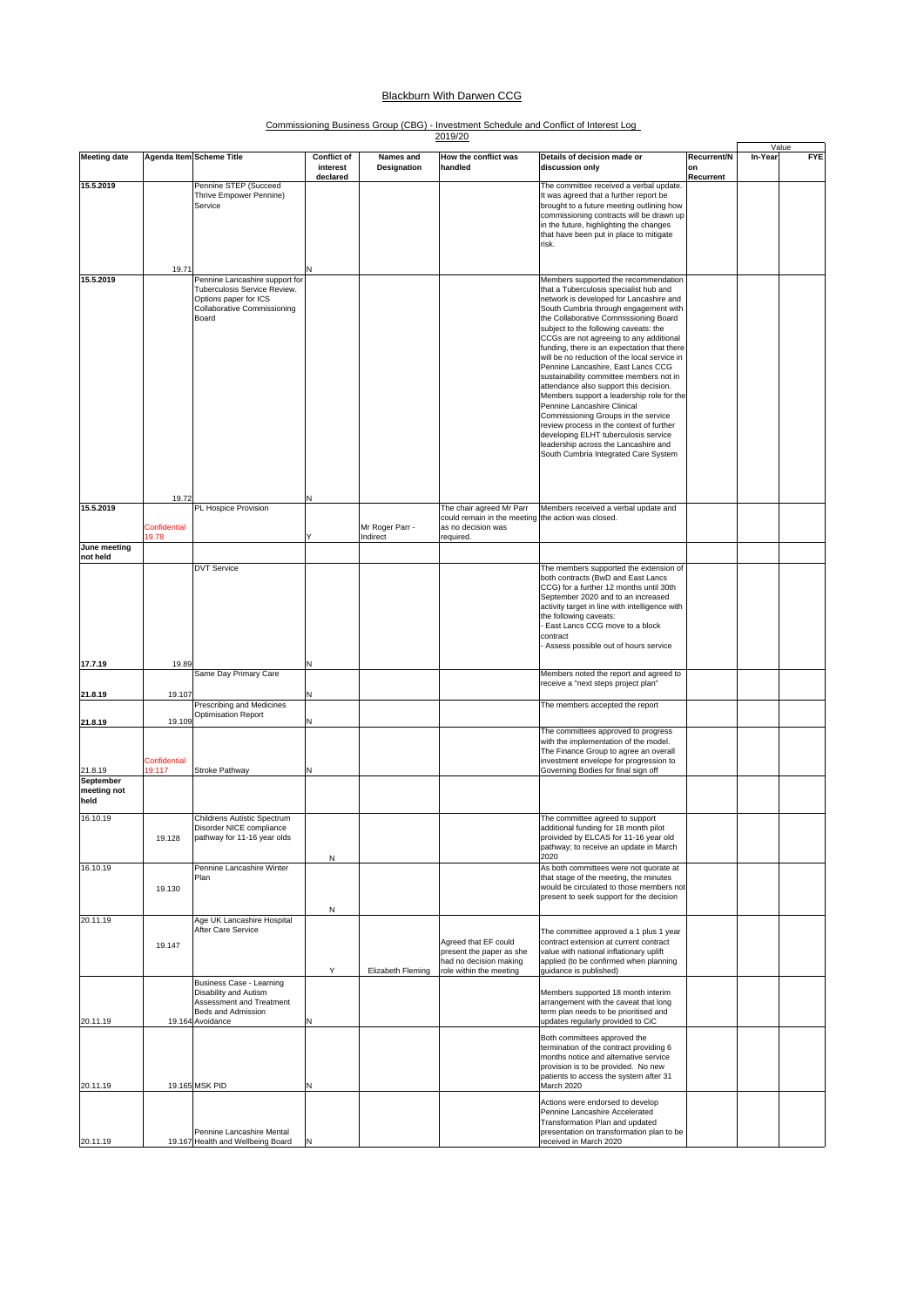# Blackburn With Darwen CCG

## Commissioning Business Group (CBG) - Investment Schedule and Conflict of Interest Log 2019/20

| Meeting date | Agenda Item | Scheme Title | Conflict of interest declared | Names and Designation | How the conflict was handled | Details of decision made or discussion only | Recurrent/Non Recurrent | Value | |
|---|---|---|---|---|---|---|---|---|---|
| | | | | | | | | In-Year | FYE |
| 15.5.2019 | 19.71 | Pennine STEP (Succeed Thrive Empower Pennine) Service | N | | | The committee received a verbal update. It was agreed that a further report be brought to a future meeting outlining how commissioning contracts will be drawn up in the future, highlighting the changes that have been put in place to mitigate risk. | | | |
| 15.5.2019 | 19.72 | Pennine Lancashire support for Tuberculosis Service Review. Options paper for ICS Collaborative Commissioning Board | N | | | Members supported the recommendation that a Tuberculosis specialist hub and network is developed for Lancashire and South Cumbria through engagement with the Collaborative Commissioning Board subject to the following caveats: the CCGs are not agreeing to any additional funding, there is an expectation that there will be no reduction of the local service in Pennine Lancashire, East Lancs CCG sustainability committee members not in attendance also support this decision. Members support a leadership role for the Pennine Lancashire Clinical Commissioning Groups in the service review process in the context of further developing ELHT tuberculosis service leadership across the Lancashire and South Cumbria Integrated Care System | | | |
| 15.5.2019 | Confidential 19.78 | PL Hospice Provision | Y | Mr Roger Parr - Indirect | The chair agreed Mr Parr could remain in the meeting as no decision was required. | Members received a verbal update and the action was closed. | | | |
| June meeting not held | | | | | | | | | |
| 17.7.19 | 19.89 | DVT Service | N | | | The members supported the extension of both contracts (BwD and East Lancs CCG) for a further 12 months until 30th September 2020 and to an increased activity target in line with intelligence with the following caveats:<br>- East Lancs CCG move to a block contract<br>- Assess possible out of hours service | | | |
| 21.8.19 | 19.107 | Same Day Primary Care | N | | | Members noted the report and agreed to receive a "next steps project plan" | | | |
| 21.8.19 | 19.109 | Prescribing and Medicines Optimisation Report | N | | | The members accepted the report | | | |
| 21.8.19 | Confidential 19:117 | Stroke Pathway | N | | | The committees approved to progress with the implementation of the model. The Finance Group to agree an overall investment envelope for progression to Governing Bodies for final sign off | | | |
| September meeting not held | | | | | | | | | |
| 16.10.19 | 19.128 | Childrens Autistic Spectrum Disorder NICE compliance pathway for 11-16 year olds | N | | | The committee agreed to support additional funding for 18 month pilot proivided by ELCAS for 11-16 year old pathway; to receive an update in March 2020 | | | |
| 16.10.19 | 19.130 | Pennine Lancashire Winter Plan | N | | | As both committees were not quorate at that stage of the meeting, the minutes would be circulated to those members not present to seek support for the decision | | | |
| 20.11.19 | 19.147 | Age UK Lancashire Hospital After Care Service | Y | Elizabeth Fleming | Agreed that EF could present the paper as she had no decision making role within the meeting | The committee approved a 1 plus 1 year contract extension at current contract value with national inflationary uplift applied (to be confirmed when planning guidance is published) | | | |
| 20.11.19 | 19.164 | Business Case - Learning Disability and Autism Assessment and Treatment Beds and Admission Avoidance | N | | | Members supported 18 month interim arrangement with the caveat that long term plan needs to be prioritised and updates regularly provided to CiC | | | |
| 20.11.19 | 19.165 | MSK PID | N | | | Both committees approved the termination of the contract providing 6 months notice and alternative service provision is to be provided. No new patients to access the system after 31 March 2020 | | | |
| 20.11.19 | 19.167 | Pennine Lancashire Mental Health and Wellbeing Board | N | | | Actions were endorsed to develop Pennine Lancashire Accelerated Transformation Plan and updated presentation on transformation plan to be received in March 2020 | | | |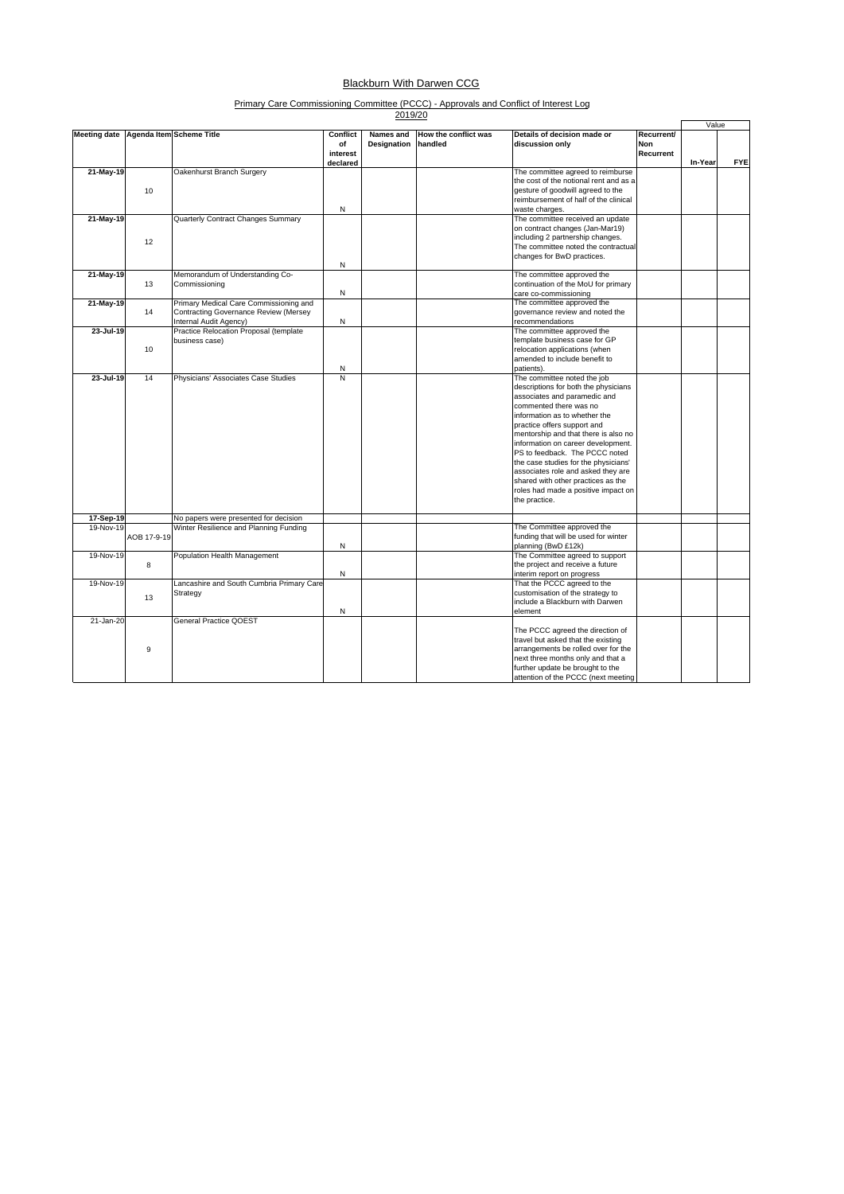# Blackburn With Darwen CCG

## Primary Care Commissioning Committee (PCCC) - Approvals and Conflict of Interest Log

2019/20

| Meeting date | Agenda Item | Scheme Title | Conflict of interest declared | Names and Designation | How the conflict was handled | Details of decision made or discussion only | Recurrent/ Non Recurrent | Value In-Year | Value FYE |
|---|---|---|---|---|---|---|---|---|---|
| 21-May-19 | 10 | Oakenhurst Branch Surgery | N | | | The committee agreed to reimburse the cost of the notional rent and as a gesture of goodwill agreed to the reimbursement of half of the clinical waste charges. | | | |
| 21-May-19 | 12 | Quarterly Contract Changes Summary | N | | | The committee received an update on contract changes (Jan-Mar19) including 2 partnership changes. The committee noted the contractual changes for BwD practices. | | | |
| 21-May-19 | 13 | Memorandum of Understanding Co-Commissioning | N | | | The committee approved the continuation of the MoU for primary care co-commissioning | | | |
| 21-May-19 | 14 | Primary Medical Care Commissioning and Contracting Governance Review (Mersey Internal Audit Agency) | N | | | The committee approved the governance review and noted the recommendations | | | |
| 23-Jul-19 | 10 | Practice Relocation Proposal (template business case) | N | | | The committee approved the template business case for GP relocation applications (when amended to include benefit to patients). | | | |
| 23-Jul-19 | 14 | Physicians' Associates Case Studies | N | | | The committee noted the job descriptions for both the physicians associates and paramedic and commented there was no information as to whether the practice offers support and mentorship and that there is also no information on career development. PS to feedback. The PCCC noted the case studies for the physicians' associates role and asked they are shared with other practices as the roles had made a positive impact on the practice. | | | |
| 17-Sep-19 | | No papers were presented for decision | | | | | | | |
| 19-Nov-19 | AOB 17-9-19 | Winter Resilience and Planning Funding | N | | | The Committee approved the funding that will be used for winter planning (BwD £12k) | | | |
| 19-Nov-19 | 8 | Population Health Management | N | | | The Committee agreed to support the project and receive a future interim report on progress | | | |
| 19-Nov-19 | 13 | Lancashire and South Cumbria Primary Care Strategy | N | | | That the PCCC agreed to the customisation of the strategy to include a Blackburn with Darwen element | | | |
| 21-Jan-20 | 9 | General Practice QOEST | | | | The PCCC agreed the direction of travel but asked that the existing arrangements be rolled over for the next three months only and that a further update be brought to the attention of the PCCC (next meeting | | | |